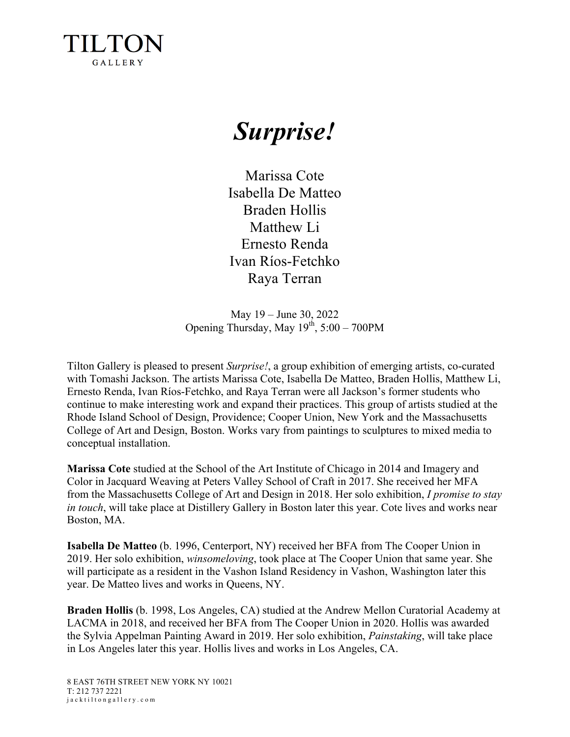TILTON
GALLERY

# *Surprise!*

Marissa Cote
Isabella De Matteo
Braden Hollis
Matthew Li
Ernesto Renda
Ivan Ríos-Fetchko
Raya Terran

May 19 – June 30, 2022
Opening Thursday, May 19th, 5:00 – 700PM

Tilton Gallery is pleased to present *Surprise!*, a group exhibition of emerging artists, co-curated with Tomashi Jackson. The artists Marissa Cote, Isabella De Matteo, Braden Hollis, Matthew Li, Ernesto Renda, Ivan Ríos-Fetchko, and Raya Terran were all Jackson's former students who continue to make interesting work and expand their practices. This group of artists studied at the Rhode Island School of Design, Providence; Cooper Union, New York and the Massachusetts College of Art and Design, Boston. Works vary from paintings to sculptures to mixed media to conceptual installation.

**Marissa Cote** studied at the School of the Art Institute of Chicago in 2014 and Imagery and Color in Jacquard Weaving at Peters Valley School of Craft in 2017. She received her MFA from the Massachusetts College of Art and Design in 2018. Her solo exhibition, *I promise to stay in touch*, will take place at Distillery Gallery in Boston later this year. Cote lives and works near Boston, MA.

**Isabella De Matteo** (b. 1996, Centerport, NY) received her BFA from The Cooper Union in 2019. Her solo exhibition, *winsomeloving*, took place at The Cooper Union that same year. She will participate as a resident in the Vashon Island Residency in Vashon, Washington later this year. De Matteo lives and works in Queens, NY.

**Braden Hollis** (b. 1998, Los Angeles, CA) studied at the Andrew Mellon Curatorial Academy at LACMA in 2018, and received her BFA from The Cooper Union in 2020. Hollis was awarded the Sylvia Appelman Painting Award in 2019. Her solo exhibition, *Painstaking*, will take place in Los Angeles later this year. Hollis lives and works in Los Angeles, CA.

8 EAST 76TH STREET NEW YORK NY 10021
T: 212 737 2221
jacktiltongallery.com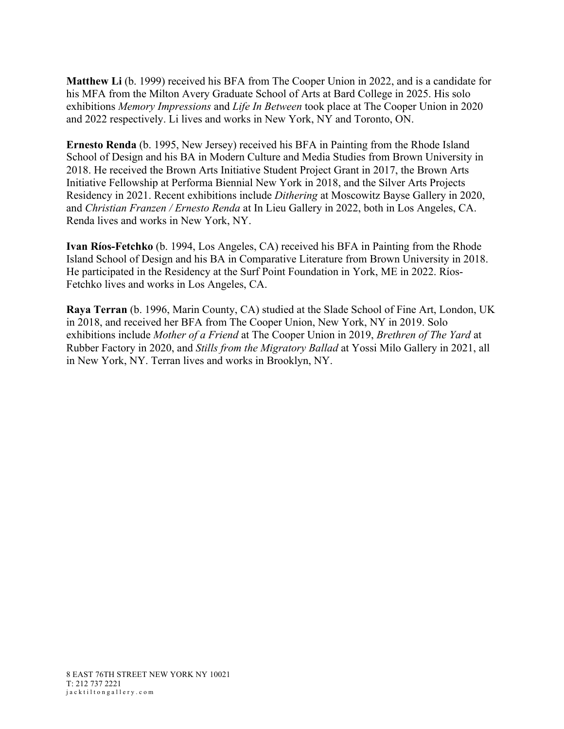**Matthew Li** (b. 1999) received his BFA from The Cooper Union in 2022, and is a candidate for his MFA from the Milton Avery Graduate School of Arts at Bard College in 2025. His solo exhibitions *Memory Impressions* and *Life In Between* took place at The Cooper Union in 2020 and 2022 respectively. Li lives and works in New York, NY and Toronto, ON.

**Ernesto Renda** (b. 1995, New Jersey) received his BFA in Painting from the Rhode Island School of Design and his BA in Modern Culture and Media Studies from Brown University in 2018. He received the Brown Arts Initiative Student Project Grant in 2017, the Brown Arts Initiative Fellowship at Performa Biennial New York in 2018, and the Silver Arts Projects Residency in 2021. Recent exhibitions include *Dithering* at Moscowitz Bayse Gallery in 2020, and *Christian Franzen / Ernesto Renda* at In Lieu Gallery in 2022, both in Los Angeles, CA. Renda lives and works in New York, NY.

**Ivan Ríos-Fetchko** (b. 1994, Los Angeles, CA) received his BFA in Painting from the Rhode Island School of Design and his BA in Comparative Literature from Brown University in 2018. He participated in the Residency at the Surf Point Foundation in York, ME in 2022. Ríos-Fetchko lives and works in Los Angeles, CA.

**Raya Terran** (b. 1996, Marin County, CA) studied at the Slade School of Fine Art, London, UK in 2018, and received her BFA from The Cooper Union, New York, NY in 2019. Solo exhibitions include *Mother of a Friend* at The Cooper Union in 2019, *Brethren of The Yard* at Rubber Factory in 2020, and *Stills from the Migratory Ballad* at Yossi Milo Gallery in 2021, all in New York, NY. Terran lives and works in Brooklyn, NY.